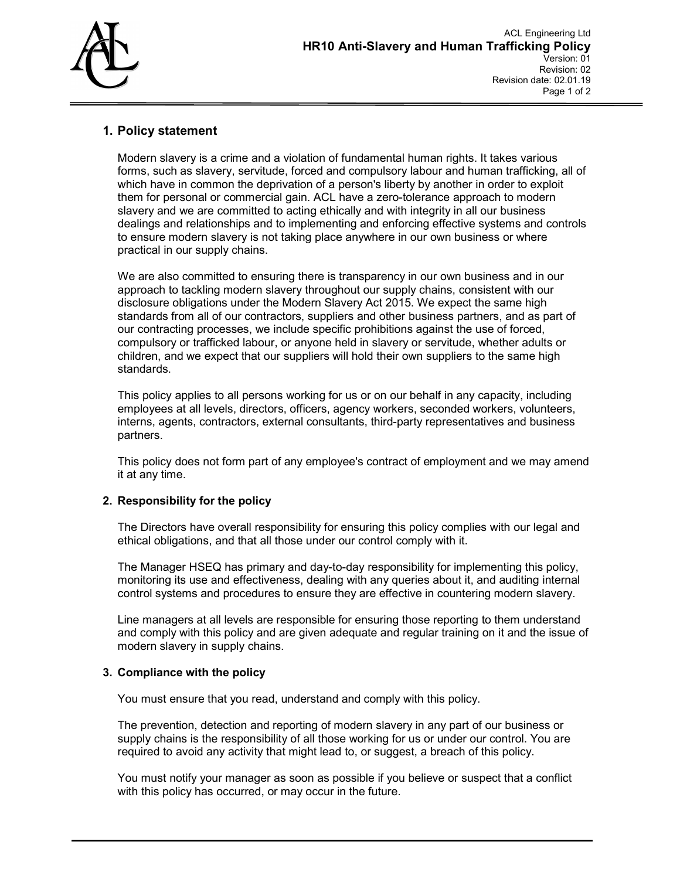## 1. Policy statement

Modern slavery is a crime and a violation of fundamental human rights. It takes various forms, such as slavery, servitude, forced and compulsory labour and human trafficking, all of which have in common the deprivation of a person's liberty by another in order to exploit them for personal or commercial gain. ACL have a zero-tolerance approach to modern slavery and we are committed to acting ethically and with integrity in all our business dealings and relationships and to implementing and enforcing effective systems and controls to ensure modern slavery is not taking place anywhere in our own business or where practical in our supply chains.

We are also committed to ensuring there is transparency in our own business and in our approach to tackling modern slavery throughout our supply chains, consistent with our disclosure obligations under the Modern Slavery Act 2015. We expect the same high standards from all of our contractors, suppliers and other business partners, and as part of our contracting processes, we include specific prohibitions against the use of forced, compulsory or trafficked labour, or anyone held in slavery or servitude, whether adults or children, and we expect that our suppliers will hold their own suppliers to the same high standards.

This policy applies to all persons working for us or on our behalf in any capacity, including employees at all levels, directors, officers, agency workers, seconded workers, volunteers, interns, agents, contractors, external consultants, third-party representatives and business partners.

This policy does not form part of any employee's contract of employment and we may amend it at any time.

## 2. Responsibility for the policy

The Directors have overall responsibility for ensuring this policy complies with our legal and ethical obligations, and that all those under our control comply with it.

The Manager HSEQ has primary and day-to-day responsibility for implementing this policy, monitoring its use and effectiveness, dealing with any queries about it, and auditing internal control systems and procedures to ensure they are effective in countering modern slavery.

Line managers at all levels are responsible for ensuring those reporting to them understand and comply with this policy and are given adequate and regular training on it and the issue of modern slavery in supply chains.

## 3. Compliance with the policy

You must ensure that you read, understand and comply with this policy.

The prevention, detection and reporting of modern slavery in any part of our business or supply chains is the responsibility of all those working for us or under our control. You are required to avoid any activity that might lead to, or suggest, a breach of this policy.

You must notify your manager as soon as possible if you believe or suspect that a conflict with this policy has occurred, or may occur in the future.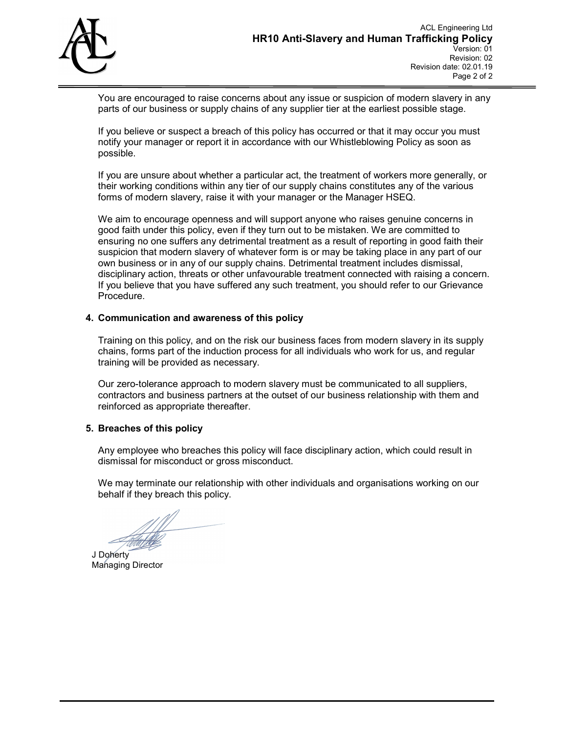You are encouraged to raise concerns about any issue or suspicion of modern slavery in any parts of our business or supply chains of any supplier tier at the earliest possible stage.

If you believe or suspect a breach of this policy has occurred or that it may occur you must notify your manager or report it in accordance with our Whistleblowing Policy as soon as possible.

If you are unsure about whether a particular act, the treatment of workers more generally, or their working conditions within any tier of our supply chains constitutes any of the various forms of modern slavery, raise it with your manager or the Manager HSEQ.

We aim to encourage openness and will support anyone who raises genuine concerns in good faith under this policy, even if they turn out to be mistaken. We are committed to ensuring no one suffers any detrimental treatment as a result of reporting in good faith their suspicion that modern slavery of whatever form is or may be taking place in any part of our own business or in any of our supply chains. Detrimental treatment includes dismissal, disciplinary action, threats or other unfavourable treatment connected with raising a concern. If you believe that you have suffered any such treatment, you should refer to our Grievance Procedure.

## 4. Communication and awareness of this policy

Training on this policy, and on the risk our business faces from modern slavery in its supply chains, forms part of the induction process for all individuals who work for us, and regular training will be provided as necessary.

Our zero-tolerance approach to modern slavery must be communicated to all suppliers, contractors and business partners at the outset of our business relationship with them and reinforced as appropriate thereafter.

## 5. Breaches of this policy

Any employee who breaches this policy will face disciplinary action, which could result in dismissal for misconduct or gross misconduct.

We may terminate our relationship with other individuals and organisations working on our behalf if they breach this policy.

J Doherty
Managing Director